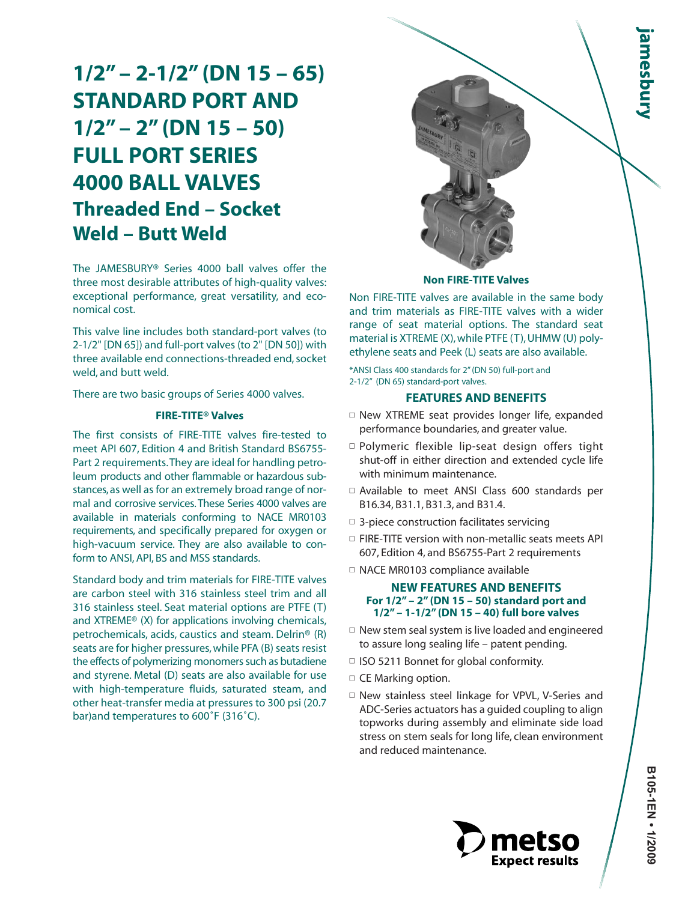# 1/2" – 2-1/2" (DN 15 – 65) STANDARD PORT AND 1/2" – 2" (DN 15 – 50) FULL PORT SERIES 4000 BALL VALVES

## Threaded End – Socket Weld – Butt Weld

The JAMESBURY® Series 4000 ball valves offer the three most desirable attributes of high-quality valves: exceptional performance, great versatility, and economical cost.

This valve line includes both standard-port valves (to 2-1/2" [DN 65]) and full-port valves (to 2" [DN 50]) with three available end connections-threaded end, socket weld, and butt weld.

There are two basic groups of Series 4000 valves.

### FIRE-TITE® Valves

The first consists of FIRE-TITE valves fire-tested to meet API 607, Edition 4 and British Standard BS6755-Part 2 requirements. They are ideal for handling petroleum products and other flammable or hazardous substances, as well as for an extremely broad range of normal and corrosive services. These Series 4000 valves are available in materials conforming to NACE MR0103 requirements, and specifically prepared for oxygen or high-vacuum service. They are also available to conform to ANSI, API, BS and MSS standards.

Standard body and trim materials for FIRE-TITE valves are carbon steel with 316 stainless steel trim and all 316 stainless steel. Seat material options are PTFE (T) and XTREME® (X) for applications involving chemicals, petrochemicals, acids, caustics and steam. Delrin® (R) seats are for higher pressures, while PFA (B) seats resist the effects of polymerizing monomers such as butadiene and styrene. Metal (D) seats are also available for use with high-temperature fluids, saturated steam, and other heat-transfer media at pressures to 300 psi (20.7 bar)and temperatures to 600˚F (316˚C).

### Non FIRE-TITE Valves

Non FIRE-TITE valves are available in the same body and trim materials as FIRE-TITE valves with a wider range of seat material options. The standard seat material is XTREME (X), while PTFE (T), UHMW (U) polyethylene seats and Peek (L) seats are also available.

*ANSI Class 400 standards for 2" (DN 50) full-port and 2-1/2" (DN 65) standard-port valves.

### FEATURES AND BENEFITS

- New XTREME seat provides longer life, expanded performance boundaries, and greater value.
- Polymeric flexible lip-seat design offers tight shut-off in either direction and extended cycle life with minimum maintenance.
- Available to meet ANSI Class 600 standards per B16.34, B31.1, B31.3, and B31.4.
- 3-piece construction facilitates servicing
- FIRE-TITE version with non-metallic seats meets API 607, Edition 4, and BS6755-Part 2 requirements
- NACE MR0103 compliance available

### NEW FEATURES AND BENEFITS
**For 1/2" – 2" (DN 15 – 50) standard port and 1/2" – 1-1/2" (DN 15 – 40) full bore valves**

- New stem seal system is live loaded and engineered to assure long sealing life – patent pending.
- ISO 5211 Bonnet for global conformity.
- CE Marking option.
- New stainless steel linkage for VPVL, V-Series and ADC-Series actuators has a guided coupling to align topworks during assembly and eliminate side load stress on stem seals for long life, clean environment and reduced maintenance.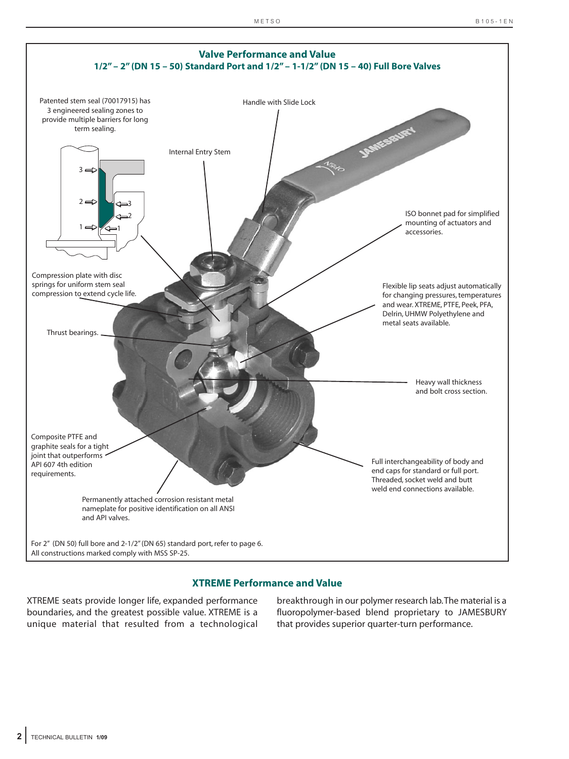## Valve Performance and Value

### 1/2" – 2" (DN 15 – 50) Standard Port and 1/2" – 1-1/2" (DN 15 – 40) Full Bore Valves

Patented stem seal (70017915) has 3 engineered sealing zones to provide multiple barriers for long term sealing.

Handle with Slide Lock

Internal Entry Stem

ISO bonnet pad for simplified mounting of actuators and accessories.

Compression plate with disc springs for uniform stem seal compression to extend cycle life.

Flexible lip seats adjust automatically for changing pressures, temperatures and wear. XTREME, PTFE, Peek, PFA, Delrin, UHMW Polyethylene and metal seats available.

Thrust bearings.

Heavy wall thickness and bolt cross section.

Composite PTFE and graphite seals for a tight joint that outperforms API 607 4th edition requirements.

Full interchangeability of body and end caps for standard or full port. Threaded, socket weld and butt weld end connections available.

Permanently attached corrosion resistant metal nameplate for positive identification on all ANSI and API valves.

For 2" (DN 50) full bore and 2-1/2" (DN 65) standard port, refer to page 6.
All constructions marked comply with MSS SP-25.

## XTREME Performance and Value

XTREME seats provide longer life, expanded performance boundaries, and the greatest possible value. XTREME is a unique material that resulted from a technological breakthrough in our polymer research lab. The material is a fluoropolymer-based blend proprietary to JAMESBURY that provides superior quarter-turn performance.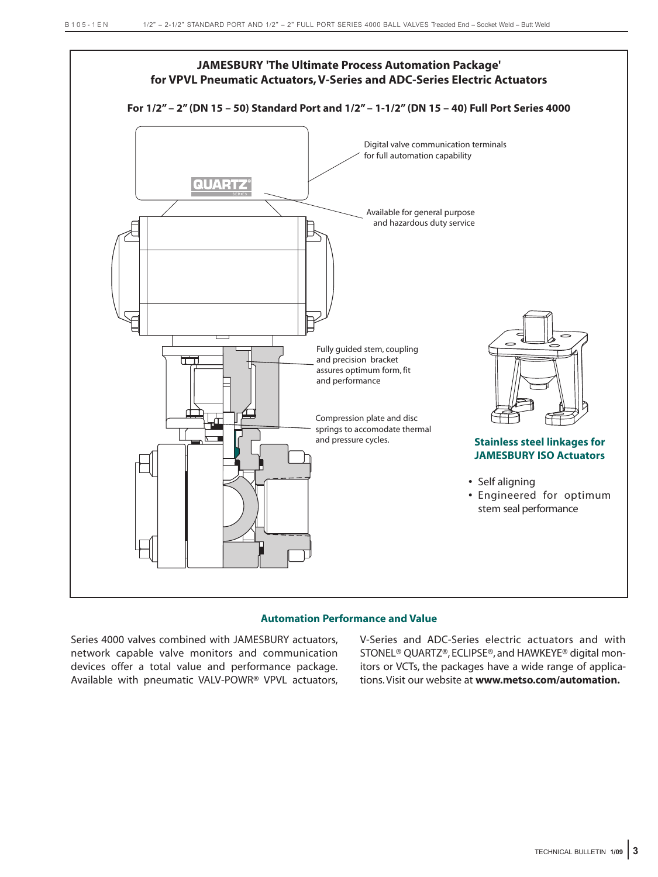## JAMESBURY 'The Ultimate Process Automation Package' for VPVL Pneumatic Actuators, V-Series and ADC-Series Electric Actuators

**For 1/2" – 2" (DN 15 – 50) Standard Port and 1/2" – 1-1/2" (DN 15 – 40) Full Port Series 4000**

QUARTZ SERIES

Digital valve communication terminals for full automation capability

Available for general purpose and hazardous duty service

Fully guided stem, coupling and precision bracket assures optimum form, fit and performance

Compression plate and disc springs to accomodate thermal and pressure cycles.

**Stainless steel linkages for JAMESBURY ISO Actuators**

- Self aligning
- Engineered for optimum stem seal performance

### Automation Performance and Value

Series 4000 valves combined with JAMESBURY actuators, network capable valve monitors and communication devices offer a total value and performance package. Available with pneumatic VALV-POWR® VPVL actuators, V-Series and ADC-Series electric actuators and with STONEL® QUARTZ®, ECLIPSE®, and HAWKEYE® digital monitors or VCTs, the packages have a wide range of applications. Visit our website at **www.metso.com/automation.**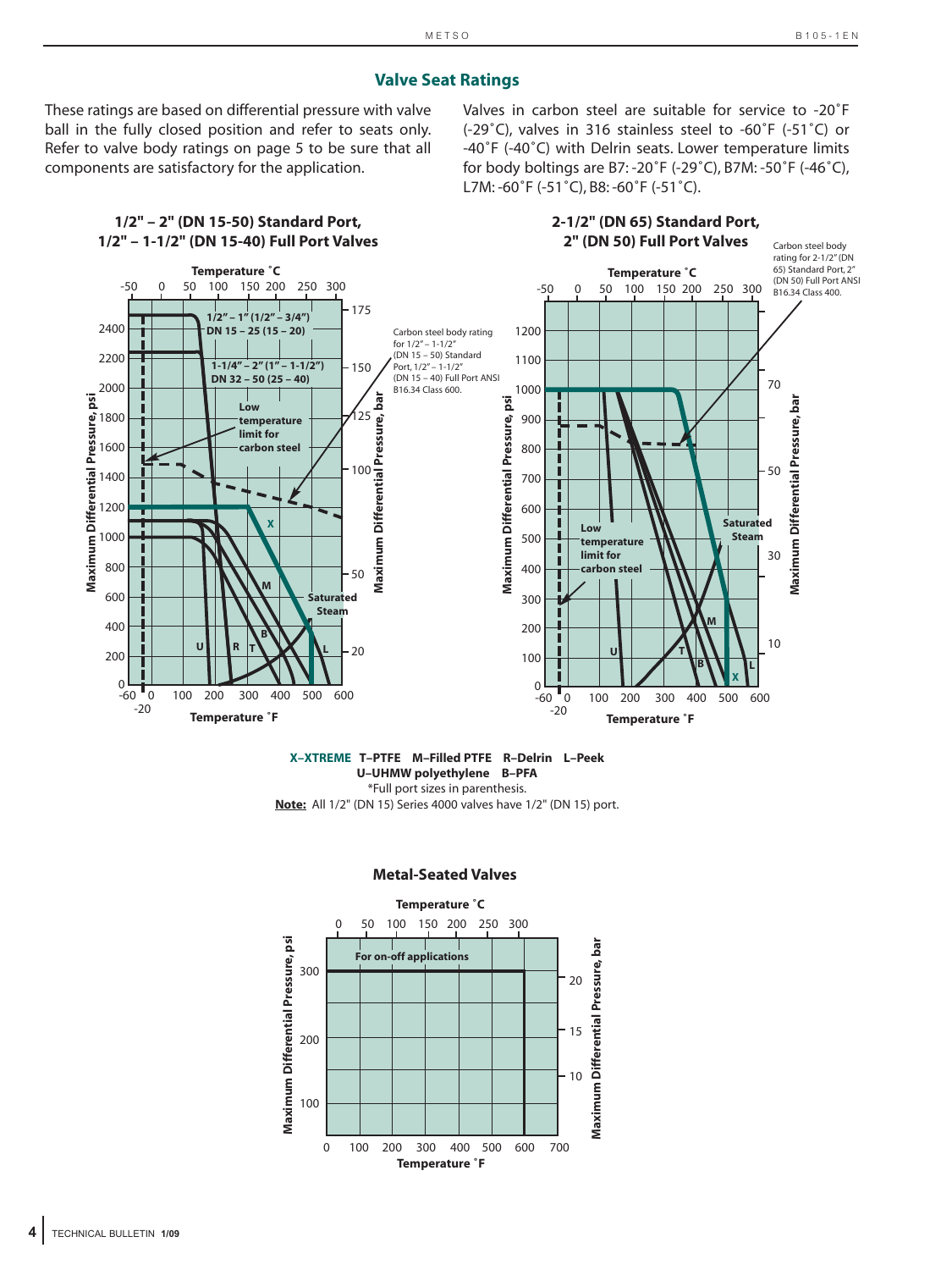## Valve Seat Ratings

These ratings are based on differential pressure with valve ball in the fully closed position and refer to seats only. Refer to valve body ratings on page 5 to be sure that all components are satisfactory for the application.

Valves in carbon steel are suitable for service to -20˚F (-29˚C), valves in 316 stainless steel to -60˚F (-51˚C) or -40˚F (-40˚C) with Delrin seats. Lower temperature limits for body boltings are B7: -20˚F (-29˚C), B7M: -50˚F (-46˚C), L7M: -60˚F (-51˚C), B8: -60˚F (-51˚C).

### 1/2" – 2" (DN 15-50) Standard Port, 1/2" – 1-1/2" (DN 15-40) Full Port Valves

Temperature ˚C: -50, 0, 50, 100, 150, 200, 250, 300

Maximum Differential Pressure, psi: 0, 200, 400, 600, 800, 1000, 1200, 1400, 1600, 1800, 2000, 2200, 2400

Maximum Differential Pressure, bar: 20, 50, 100, 125, 150, 175

Temperature ˚F: -60, -20, 0, 100, 200, 300, 400, 500, 600

1/2" – 1" (1/2" – 3/4") DN 15 – 25 (15 – 20)

1-1/4" – 2" (1" – 1-1/2") DN 32 – 50 (25 – 40)

Low temperature limit for carbon steel

Carbon steel body rating for 1/2" – 1-1/2" (DN 15 – 50) Standard Port, 1/2" – 1-1/2" (DN 15 – 40) Full Port ANSI B16.34 Class 600.

Saturated Steam

X, M, B, U, R, T, L

### 2-1/2" (DN 65) Standard Port, 2" (DN 50) Full Port Valves

Temperature ˚C: -50, 0, 50, 100, 150, 200, 250, 300

Maximum Differential Pressure, psi: 0, 100, 200, 300, 400, 500, 600, 700, 800, 900, 1000, 1100, 1200

Maximum Differential Pressure, bar: 10, 30, 50, 70

Temperature ˚F: -60, -20, 0, 100, 200, 300, 400, 500, 600

Carbon steel body rating for 2-1/2" (DN 65) Standard Port, 2" (DN 50) Full Port ANSI B16.34 Class 400.

Low temperature limit for carbon steel

Saturated Steam

U, T, B, M, X, L

**X–XTREME** **T–PTFE** **M–Filled PTFE** **R–Delrin** **L–Peek** **U–UHMW polyethylene** **B–PFA**

*Full port sizes in parenthesis.

**Note:** All 1/2" (DN 15) Series 4000 valves have 1/2" (DN 15) port.

### Metal-Seated Valves

Temperature ˚C: 0, 50, 100, 150, 200, 250, 300

Maximum Differential Pressure, psi: 100, 200, 300

Maximum Differential Pressure, bar: 10, 15, 20

Temperature ˚F: 0, 100, 200, 300, 400, 500, 600, 700

For on-off applications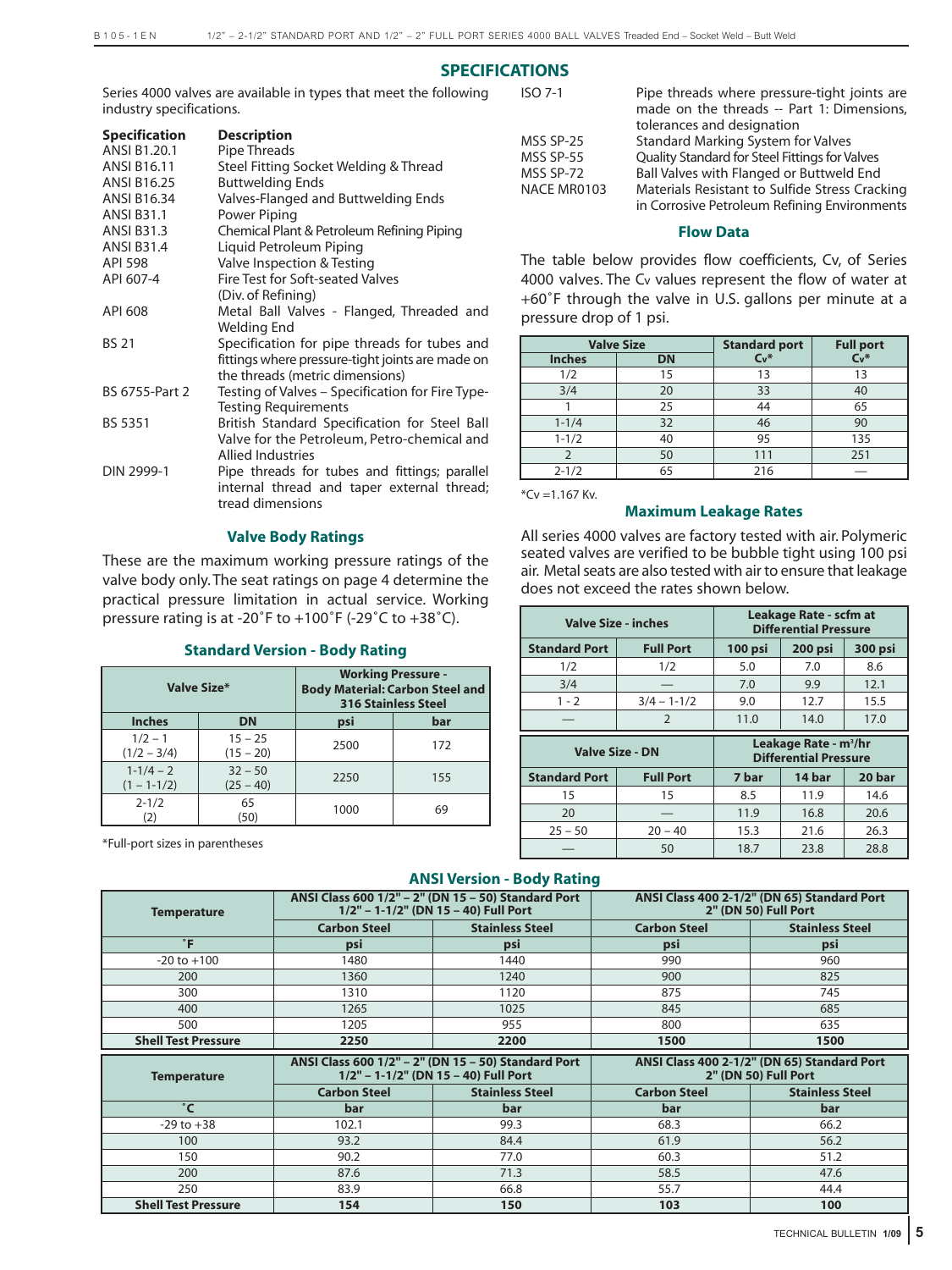## SPECIFICATIONS

Series 4000 valves are available in types that meet the following industry specifications.

| Specification | Description |
|---|---|
| ANSI B1.20.1 | Pipe Threads |
| ANSI B16.11 | Steel Fitting Socket Welding & Thread |
| ANSI B16.25 | Buttwelding Ends |
| ANSI B16.34 | Valves-Flanged and Buttwelding Ends |
| ANSI B31.1 | Power Piping |
| ANSI B31.3 | Chemical Plant & Petroleum Refining Piping |
| ANSI B31.4 | Liquid Petroleum Piping |
| API 598 | Valve Inspection & Testing |
| API 607-4 | Fire Test for Soft-seated Valves (Div. of Refining) |
| API 608 | Metal Ball Valves - Flanged, Threaded and Welding End |
| BS 21 | Specification for pipe threads for tubes and fittings where pressure-tight joints are made on the threads (metric dimensions) |
| BS 6755-Part 2 | Testing of Valves – Specification for Fire Type-Testing Requirements |
| BS 5351 | British Standard Specification for Steel Ball Valve for the Petroleum, Petro-chemical and Allied Industries |
| DIN 2999-1 | Pipe threads for tubes and fittings; parallel internal thread and taper external thread; tread dimensions |
| ISO 7-1 | Pipe threads where pressure-tight joints are made on the threads -- Part 1: Dimensions, tolerances and designation |
| MSS SP-25 | Standard Marking System for Valves |
| MSS SP-55 | Quality Standard for Steel Fittings for Valves |
| MSS SP-72 | Ball Valves with Flanged or Buttweld End |
| NACE MR0103 | Materials Resistant to Sulfide Stress Cracking in Corrosive Petroleum Refining Environments |

### Valve Body Ratings

These are the maximum working pressure ratings of the valve body only. The seat ratings on page 4 determine the practical pressure limitation in actual service. Working pressure rating is at -20˚F to +100˚F (-29˚C to +38˚C).

#### Standard Version - Body Rating

| Valve Size* | | Working Pressure - Body Material: Carbon Steel and 316 Stainless Steel | |
|---|---|---|---|
| Inches | DN | psi | bar |
| 1/2 – 1 (1/2 – 3/4) | 15 – 25 (15 – 20) | 2500 | 172 |
| 1-1/4 – 2 (1 – 1-1/2) | 32 – 50 (25 – 40) | 2250 | 155 |
| 2-1/2 (2) | 65 (50) | 1000 | 69 |

*Full-port sizes in parentheses

### Flow Data

The table below provides flow coefficients, Cv, of Series 4000 valves. The Cv values represent the flow of water at +60˚F through the valve in U.S. gallons per minute at a pressure drop of 1 psi.

| Valve Size | | Standard port | Full port |
|---|---|---|---|
| Inches | DN | Cv* | Cv* |
| 1/2 | 15 | 13 | 13 |
| 3/4 | 20 | 33 | 40 |
| 1 | 25 | 44 | 65 |
| 1-1/4 | 32 | 46 | 90 |
| 1-1/2 | 40 | 95 | 135 |
| 2 | 50 | 111 | 251 |
| 2-1/2 | 65 | 216 | — |

*Cv =1.167 Kv.

### Maximum Leakage Rates

All series 4000 valves are factory tested with air. Polymeric seated valves are verified to be bubble tight using 100 psi air. Metal seats are also tested with air to ensure that leakage does not exceed the rates shown below.

| Valve Size - inches | | Leakage Rate - scfm at Differential Pressure | | |
|---|---|---|---|---|
| Standard Port | Full Port | 100 psi | 200 psi | 300 psi |
| 1/2 | 1/2 | 5.0 | 7.0 | 8.6 |
| 3/4 | — | 7.0 | 9.9 | 12.1 |
| 1 - 2 | 3/4 – 1-1/2 | 9.0 | 12.7 | 15.5 |
| — | 2 | 11.0 | 14.0 | 17.0 |

| Valve Size - DN | | Leakage Rate - $m^3$/hr Differential Pressure | | |
|---|---|---|---|---|
| Standard Port | Full Port | 7 bar | 14 bar | 20 bar |
| 15 | 15 | 8.5 | 11.9 | 14.6 |
| 20 | — | 11.9 | 16.8 | 20.6 |
| 25 – 50 | 20 – 40 | 15.3 | 21.6 | 26.3 |
| — | 50 | 18.7 | 23.8 | 28.8 |

### ANSI Version - Body Rating

| Temperature | ANSI Class 600 1/2" – 2" (DN 15 – 50) Standard Port 1/2" – 1-1/2" (DN 15 – 40) Full Port | | ANSI Class 400 2-1/2" (DN 65) Standard Port 2" (DN 50) Full Port | |
|---|---|---|---|---|
| | Carbon Steel | Stainless Steel | Carbon Steel | Stainless Steel |
| ˚F | psi | psi | psi | psi |
| -20 to +100 | 1480 | 1440 | 990 | 960 |
| 200 | 1360 | 1240 | 900 | 825 |
| 300 | 1310 | 1120 | 875 | 745 |
| 400 | 1265 | 1025 | 845 | 685 |
| 500 | 1205 | 955 | 800 | 635 |
| **Shell Test Pressure** | **2250** | **2200** | **1500** | **1500** |

| Temperature | ANSI Class 600 1/2" – 2" (DN 15 – 50) Standard Port 1/2" – 1-1/2" (DN 15 – 40) Full Port | | ANSI Class 400 2-1/2" (DN 65) Standard Port 2" (DN 50) Full Port | |
|---|---|---|---|---|
| | Carbon Steel | Stainless Steel | Carbon Steel | Stainless Steel |
| ˚C | bar | bar | bar | bar |
| -29 to +38 | 102.1 | 99.3 | 68.3 | 66.2 |
| 100 | 93.2 | 84.4 | 61.9 | 56.2 |
| 150 | 90.2 | 77.0 | 60.3 | 51.2 |
| 200 | 87.6 | 71.3 | 58.5 | 47.6 |
| 250 | 83.9 | 66.8 | 55.7 | 44.4 |
| **Shell Test Pressure** | **154** | **150** | **103** | **100** |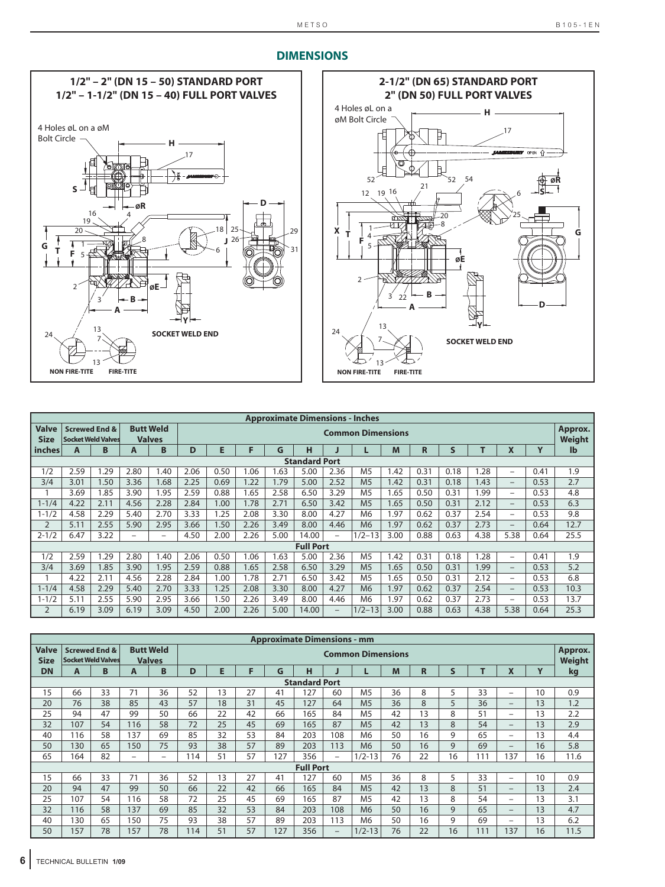## DIMENSIONS

**1/2" – 2" (DN 15 – 50) STANDARD PORT**
**1/2" – 1-1/2" (DN 15 – 40) FULL PORT VALVES**

4 Holes øL on a øM Bolt Circle

SOCKET WELD END

NON FIRE-TITE FIRE-TITE

**2-1/2" (DN 65) STANDARD PORT**
**2" (DN 50) FULL PORT VALVES**

4 Holes øL on a øM Bolt Circle

SOCKET WELD END

NON FIRE-TITE FIRE-TITE

**Approximate Dimensions - Inches**

| Valve Size | Screwed End & Socket Weld Valves | | Butt Weld Valves | | Common Dimensions | | | | | | | | | | | | | Approx. Weight |
|---|---|---|---|---|---|---|---|---|---|---|---|---|---|---|---|---|---|---|
| inches | A | B | A | B | D | E | F | G | H | J | L | M | R | S | T | X | Y | lb |
| **Standard Port** | | | | | | | | | | | | | | | | | | |
| 1/2 | 2.59 | 1.29 | 2.80 | 1.40 | 2.06 | 0.50 | 1.06 | 1.63 | 5.00 | 2.36 | M5 | 1.42 | 0.31 | 0.18 | 1.28 | – | 0.41 | 1.9 |
| 3/4 | 3.01 | 1.50 | 3.36 | 1.68 | 2.25 | 0.69 | 1.22 | 1.79 | 5.00 | 2.52 | M5 | 1.42 | 0.31 | 0.18 | 1.43 | – | 0.53 | 2.7 |
| 1 | 3.69 | 1.85 | 3.90 | 1.95 | 2.59 | 0.88 | 1.65 | 2.58 | 6.50 | 3.29 | M5 | 1.65 | 0.50 | 0.31 | 1.99 | – | 0.53 | 4.8 |
| 1-1/4 | 4.22 | 2.11 | 4.56 | 2.28 | 2.84 | 1.00 | 1.78 | 2.71 | 6.50 | 3.42 | M5 | 1.65 | 0.50 | 0.31 | 2.12 | – | 0.53 | 6.3 |
| 1-1/2 | 4.58 | 2.29 | 5.40 | 2.70 | 3.33 | 1.25 | 2.08 | 3.30 | 8.00 | 4.27 | M6 | 1.97 | 0.62 | 0.37 | 2.54 | – | 0.53 | 9.8 |
| 2 | 5.11 | 2.55 | 5.90 | 2.95 | 3.66 | 1.50 | 2.26 | 3.49 | 8.00 | 4.46 | M6 | 1.97 | 0.62 | 0.37 | 2.73 | – | 0.64 | 12.7 |
| 2-1/2 | 6.47 | 3.22 | – | – | 4.50 | 2.00 | 2.26 | 5.00 | 14.00 | – | 1/2–13 | 3.00 | 0.88 | 0.63 | 4.38 | 5.38 | 0.64 | 25.5 |
| **Full Port** | | | | | | | | | | | | | | | | | | |
| 1/2 | 2.59 | 1.29 | 2.80 | 1.40 | 2.06 | 0.50 | 1.06 | 1.63 | 5.00 | 2.36 | M5 | 1.42 | 0.31 | 0.18 | 1.28 | – | 0.41 | 1.9 |
| 3/4 | 3.69 | 1.85 | 3.90 | 1.95 | 2.59 | 0.88 | 1.65 | 2.58 | 6.50 | 3.29 | M5 | 1.65 | 0.50 | 0.31 | 1.99 | – | 0.53 | 5.2 |
| 1 | 4.22 | 2.11 | 4.56 | 2.28 | 2.84 | 1.00 | 1.78 | 2.71 | 6.50 | 3.42 | M5 | 1.65 | 0.50 | 0.31 | 2.12 | – | 0.53 | 6.8 |
| 1-1/4 | 4.58 | 2.29 | 5.40 | 2.70 | 3.33 | 1.25 | 2.08 | 3.30 | 8.00 | 4.27 | M6 | 1.97 | 0.62 | 0.37 | 2.54 | – | 0.53 | 10.3 |
| 1-1/2 | 5.11 | 2.55 | 5.90 | 2.95 | 3.66 | 1.50 | 2.26 | 3.49 | 8.00 | 4.46 | M6 | 1.97 | 0.62 | 0.37 | 2.73 | – | 0.53 | 13.7 |
| 2 | 6.19 | 3.09 | 6.19 | 3.09 | 4.50 | 2.00 | 2.26 | 5.00 | 14.00 | – | 1/2–13 | 3.00 | 0.88 | 0.63 | 4.38 | 5.38 | 0.64 | 25.3 |

**Approximate Dimensions - mm**

| Valve Size | Screwed End & Socket Weld Valves | | Butt Weld Valves | | Common Dimensions | | | | | | | | | | | | | Approx. Weight |
|---|---|---|---|---|---|---|---|---|---|---|---|---|---|---|---|---|---|---|
| DN | A | B | A | B | D | E | F | G | H | J | L | M | R | S | T | X | Y | kg |
| **Standard Port** | | | | | | | | | | | | | | | | | | |
| 15 | 66 | 33 | 71 | 36 | 52 | 13 | 27 | 41 | 127 | 60 | M5 | 36 | 8 | 5 | 33 | – | 10 | 0.9 |
| 20 | 76 | 38 | 85 | 43 | 57 | 18 | 31 | 45 | 127 | 64 | M5 | 36 | 8 | 5 | 36 | – | 13 | 1.2 |
| 25 | 94 | 47 | 99 | 50 | 66 | 22 | 42 | 66 | 165 | 84 | M5 | 42 | 13 | 8 | 51 | – | 13 | 2.2 |
| 32 | 107 | 54 | 116 | 58 | 72 | 25 | 45 | 69 | 165 | 87 | M5 | 42 | 13 | 8 | 54 | – | 13 | 2.9 |
| 40 | 116 | 58 | 137 | 69 | 85 | 32 | 53 | 84 | 203 | 108 | M6 | 50 | 16 | 9 | 65 | – | 13 | 4.4 |
| 50 | 130 | 65 | 150 | 75 | 93 | 38 | 57 | 89 | 203 | 113 | M6 | 50 | 16 | 9 | 69 | – | 16 | 5.8 |
| 65 | 164 | 82 | – | – | 114 | 51 | 57 | 127 | 356 | – | 1/2-13 | 76 | 22 | 16 | 111 | 137 | 16 | 11.6 |
| **Full Port** | | | | | | | | | | | | | | | | | | |
| 15 | 66 | 33 | 71 | 36 | 52 | 13 | 27 | 41 | 127 | 60 | M5 | 36 | 8 | 5 | 33 | – | 10 | 0.9 |
| 20 | 94 | 47 | 99 | 50 | 66 | 22 | 42 | 66 | 165 | 84 | M5 | 42 | 13 | 8 | 51 | – | 13 | 2.4 |
| 25 | 107 | 54 | 116 | 58 | 72 | 25 | 45 | 69 | 165 | 87 | M5 | 42 | 13 | 8 | 54 | – | 13 | 3.1 |
| 32 | 116 | 58 | 137 | 69 | 85 | 32 | 53 | 84 | 203 | 108 | M6 | 50 | 16 | 9 | 65 | – | 13 | 4.7 |
| 40 | 130 | 65 | 150 | 75 | 93 | 38 | 57 | 89 | 203 | 113 | M6 | 50 | 16 | 9 | 69 | – | 13 | 6.2 |
| 50 | 157 | 78 | 157 | 78 | 114 | 51 | 57 | 127 | 356 | – | 1/2-13 | 76 | 22 | 16 | 111 | 137 | 16 | 11.5 |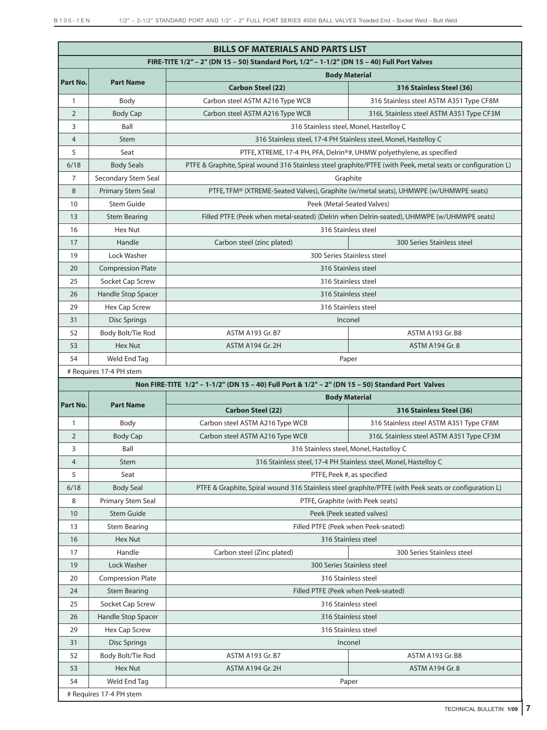## BILLS OF MATERIALS AND PARTS LIST

### FIRE-TITE 1/2" – 2" (DN 15 – 50) Standard Port, 1/2" – 1-1/2" (DN 15 – 40) Full Port Valves

| Part No. | Part Name | Body Material | |
|---|---|---|---|
| | | **Carbon Steel (22)** | **316 Stainless Steel (36)** |
| 1 | Body | Carbon steel ASTM A216 Type WCB | 316 Stainless steel ASTM A351 Type CF8M |
| 2 | Body Cap | Carbon steel ASTM A216 Type WCB | 316L Stainless steel ASTM A351 Type CF3M |
| 3 | Ball | 316 Stainless steel, Monel, Hastelloy C | |
| 4 | Stem | 316 Stainless steel, 17-4 PH Stainless steel, Monel, Hastelloy C | |
| 5 | Seat | PTFE, XTREME, 17-4 PH, PFA, Delrin®#, UHMW polyethylene, as specified | |
| 6/18 | Body Seals | PTFE & Graphite, Spiral wound 316 Stainless steel graphite/PTFE (with Peek, metal seats or configuration L) | |
| 7 | Secondary Stem Seal | Graphite | |
| 8 | Primary Stem Seal | PTFE, TFM® (XTREME-Seated Valves), Graphite (w/metal seats), UHMWPE (w/UHMWPE seats) | |
| 10 | Stem Guide | Peek (Metal-Seated Valves) | |
| 13 | Stem Bearing | Filled PTFE (Peek when metal-seated) (Delrin when Delrin-seated), UHMWPE (w/UHMWPE seats) | |
| 16 | Hex Nut | 316 Stainless steel | |
| 17 | Handle | Carbon steel (zinc plated) | 300 Series Stainless steel |
| 19 | Lock Washer | 300 Series Stainless steel | |
| 20 | Compression Plate | 316 Stainless steel | |
| 25 | Socket Cap Screw | 316 Stainless steel | |
| 26 | Handle Stop Spacer | 316 Stainless steel | |
| 29 | Hex Cap Screw | 316 Stainless steel | |
| 31 | Disc Springs | Inconel | |
| 52 | Body Bolt/Tie Rod | ASTM A193 Gr. B7 | ASTM A193 Gr. B8 |
| 53 | Hex Nut | ASTM A194 Gr. 2H | ASTM A194 Gr. 8 |
| 54 | Weld End Tag | Paper | |

# Requires 17-4 PH stem

### Non FIRE-TITE 1/2" – 1-1/2" (DN 15 – 40) Full Port & 1/2" – 2" (DN 15 – 50) Standard Port Valves

| Part No. | Part Name | Body Material | |
|---|---|---|---|
| | | **Carbon Steel (22)** | **316 Stainless Steel (36)** |
| 1 | Body | Carbon steel ASTM A216 Type WCB | 316 Stainless steel ASTM A351 Type CF8M |
| 2 | Body Cap | Carbon steel ASTM A216 Type WCB | 316L Stainless steel ASTM A351 Type CF3M |
| 3 | Ball | 316 Stainless steel, Monel, Hastelloy C | |
| 4 | Stem | 316 Stainless steel, 17-4 PH Stainless steel, Monel, Hastelloy C | |
| 5 | Seat | PTFE, Peek #, as specified | |
| 6/18 | Body Seal | PTFE & Graphite, Spiral wound 316 Stainless steel graphite/PTFE (with Peek seats or configuration L) | |
| 8 | Primary Stem Seal | PTFE, Graphite (with Peek seats) | |
| 10 | Stem Guide | Peek (Peek seated valves) | |
| 13 | Stem Bearing | Filled PTFE (Peek when Peek-seated) | |
| 16 | Hex Nut | 316 Stainless steel | |
| 17 | Handle | Carbon steel (Zinc plated) | 300 Series Stainless steel |
| 19 | Lock Washer | 300 Series Stainless steel | |
| 20 | Compression Plate | 316 Stainless steel | |
| 24 | Stem Bearing | Filled PTFE (Peek when Peek-seated) | |
| 25 | Socket Cap Screw | 316 Stainless steel | |
| 26 | Handle Stop Spacer | 316 Stainless steel | |
| 29 | Hex Cap Screw | 316 Stainless steel | |
| 31 | Disc Springs | Inconel | |
| 52 | Body Bolt/Tie Rod | ASTM A193 Gr. B7 | ASTM A193 Gr. B8 |
| 53 | Hex Nut | ASTM A194 Gr. 2H | ASTM A194 Gr. 8 |
| 54 | Weld End Tag | Paper | |

# Requires 17-4 PH stem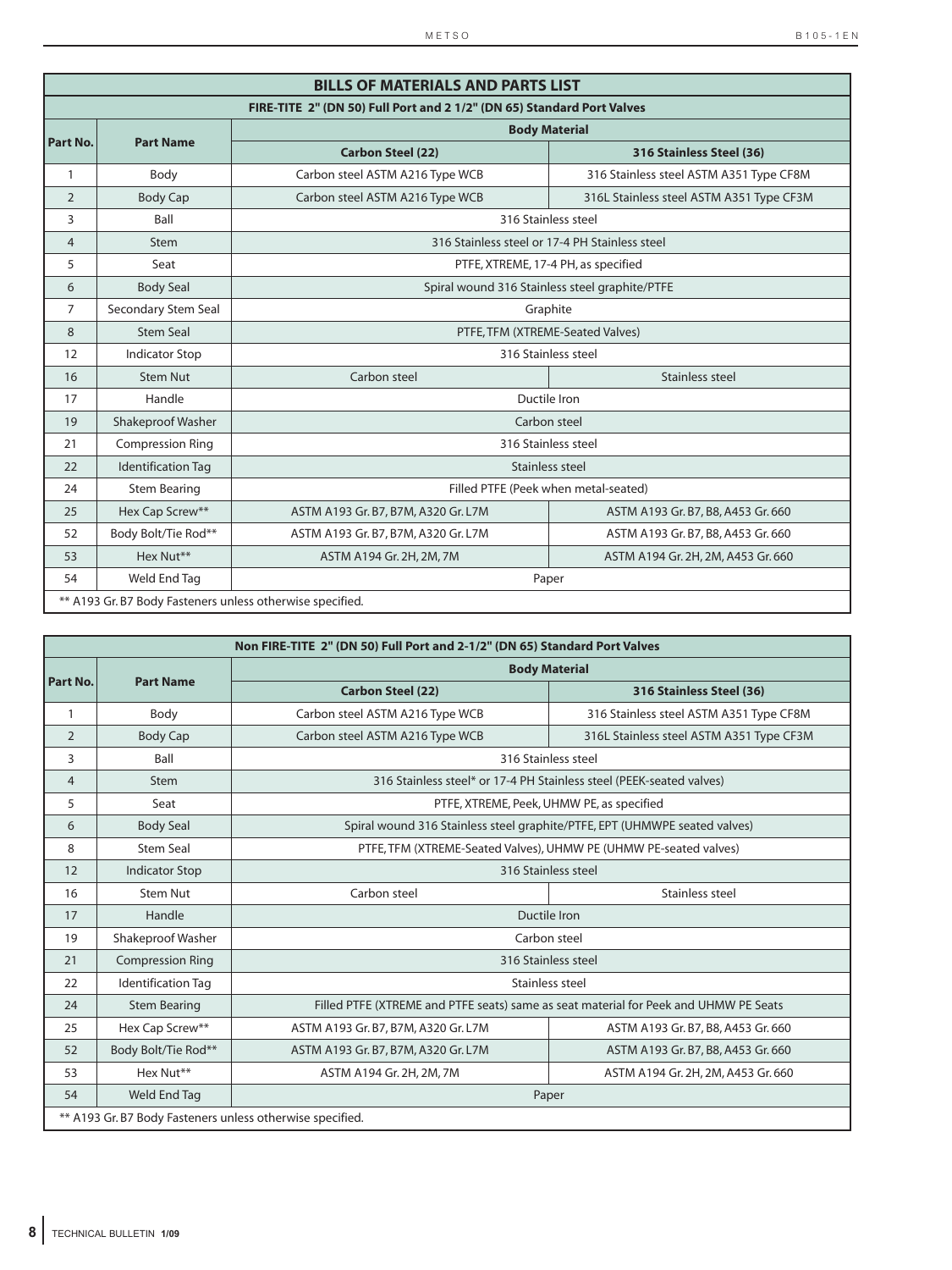## BILLS OF MATERIALS AND PARTS LIST

### FIRE-TITE 2" (DN 50) Full Port and 2 1/2" (DN 65) Standard Port Valves

| Part No. | Part Name | Body Material | |
|---|---|---|---|
| | | **Carbon Steel (22)** | **316 Stainless Steel (36)** |
| 1 | Body | Carbon steel ASTM A216 Type WCB | 316 Stainless steel ASTM A351 Type CF8M |
| 2 | Body Cap | Carbon steel ASTM A216 Type WCB | 316L Stainless steel ASTM A351 Type CF3M |
| 3 | Ball | 316 Stainless steel | |
| 4 | Stem | 316 Stainless steel or 17-4 PH Stainless steel | |
| 5 | Seat | PTFE, XTREME, 17-4 PH, as specified | |
| 6 | Body Seal | Spiral wound 316 Stainless steel graphite/PTFE | |
| 7 | Secondary Stem Seal | Graphite | |
| 8 | Stem Seal | PTFE, TFM (XTREME-Seated Valves) | |
| 12 | Indicator Stop | 316 Stainless steel | |
| 16 | Stem Nut | Carbon steel | Stainless steel |
| 17 | Handle | Ductile Iron | |
| 19 | Shakeproof Washer | Carbon steel | |
| 21 | Compression Ring | 316 Stainless steel | |
| 22 | Identification Tag | Stainless steel | |
| 24 | Stem Bearing | Filled PTFE (Peek when metal-seated) | |
| 25 | Hex Cap Screw** | ASTM A193 Gr. B7, B7M, A320 Gr. L7M | ASTM A193 Gr. B7, B8, A453 Gr. 660 |
| 52 | Body Bolt/Tie Rod** | ASTM A193 Gr. B7, B7M, A320 Gr. L7M | ASTM A193 Gr. B7, B8, A453 Gr. 660 |
| 53 | Hex Nut** | ASTM A194 Gr. 2H, 2M, 7M | ASTM A194 Gr. 2H, 2M, A453 Gr. 660 |
| 54 | Weld End Tag | Paper | |

** A193 Gr. B7 Body Fasteners unless otherwise specified.

### Non FIRE-TITE 2" (DN 50) Full Port and 2-1/2" (DN 65) Standard Port Valves

| Part No. | Part Name | Body Material | |
|---|---|---|---|
| | | **Carbon Steel (22)** | **316 Stainless Steel (36)** |
| 1 | Body | Carbon steel ASTM A216 Type WCB | 316 Stainless steel ASTM A351 Type CF8M |
| 2 | Body Cap | Carbon steel ASTM A216 Type WCB | 316L Stainless steel ASTM A351 Type CF3M |
| 3 | Ball | 316 Stainless steel | |
| 4 | Stem | 316 Stainless steel* or 17-4 PH Stainless steel (PEEK-seated valves) | |
| 5 | Seat | PTFE, XTREME, Peek, UHMW PE, as specified | |
| 6 | Body Seal | Spiral wound 316 Stainless steel graphite/PTFE, EPT (UHMWPE seated valves) | |
| 8 | Stem Seal | PTFE, TFM (XTREME-Seated Valves), UHMW PE (UHMW PE-seated valves) | |
| 12 | Indicator Stop | 316 Stainless steel | |
| 16 | Stem Nut | Carbon steel | Stainless steel |
| 17 | Handle | Ductile Iron | |
| 19 | Shakeproof Washer | Carbon steel | |
| 21 | Compression Ring | 316 Stainless steel | |
| 22 | Identification Tag | Stainless steel | |
| 24 | Stem Bearing | Filled PTFE (XTREME and PTFE seats) same as seat material for Peek and UHMW PE Seats | |
| 25 | Hex Cap Screw** | ASTM A193 Gr. B7, B7M, A320 Gr. L7M | ASTM A193 Gr. B7, B8, A453 Gr. 660 |
| 52 | Body Bolt/Tie Rod** | ASTM A193 Gr. B7, B7M, A320 Gr. L7M | ASTM A193 Gr. B7, B8, A453 Gr. 660 |
| 53 | Hex Nut** | ASTM A194 Gr. 2H, 2M, 7M | ASTM A194 Gr. 2H, 2M, A453 Gr. 660 |
| 54 | Weld End Tag | Paper | |

** A193 Gr. B7 Body Fasteners unless otherwise specified.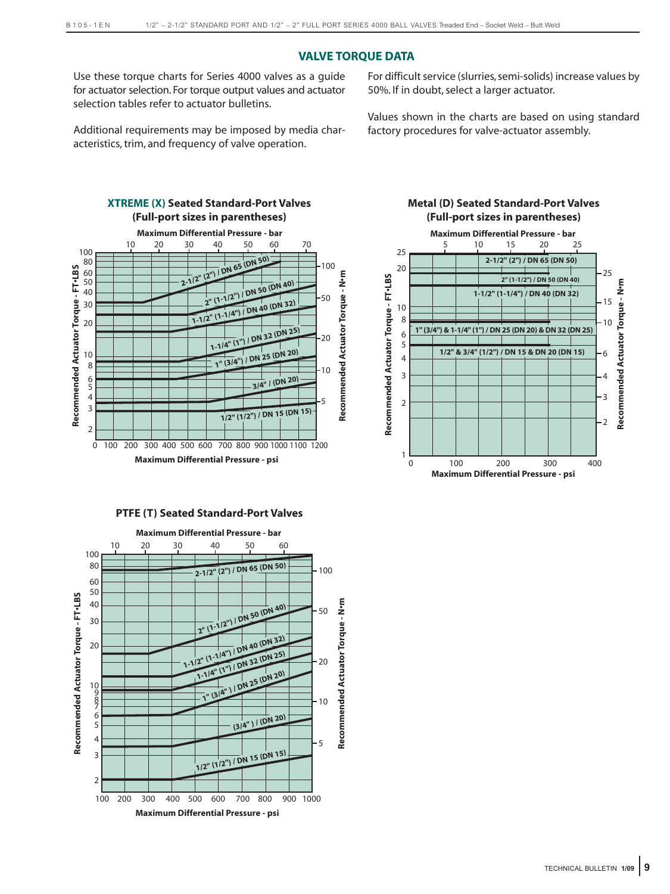## VALVE TORQUE DATA

Use these torque charts for Series 4000 valves as a guide for actuator selection. For torque output values and actuator selection tables refer to actuator bulletins.

Additional requirements may be imposed by media characteristics, trim, and frequency of valve operation.

For difficult service (slurries, semi-solids) increase values by 50%. If in doubt, select a larger actuator.

Values shown in the charts are based on using standard factory procedures for valve-actuator assembly.

### XTREME (X) Seated Standard-Port Valves (Full-port sizes in parentheses)

Maximum Differential Pressure - bar: 10, 20, 30, 40, 50, 60, 70

Recommended Actuator Torque - FT•LBS: 2, 3, 4, 5, 6, 8, 10, 20, 30, 40, 50, 60, 80, 100

Recommended Actuator Torque - N•m: 5, 10, 20, 50, 100

- 2-1/2" (2") / DN 65 (DN 50)
- 2" (1-1/2") / DN 50 (DN 40)
- 1-1/2" (1-1/4") / DN 40 (DN 32)
- 1-1/4" (1") / DN 32 (DN 25)
- 1" (3/4") / DN 25 (DN 20)
- 3/4" / (DN 20)
- 1/2" (1/2") / DN 15 (DN 15)

Maximum Differential Pressure - psi: 0, 100, 200, 300, 400, 500, 600, 700, 800, 900, 1000, 1100, 1200

### Metal (D) Seated Standard-Port Valves (Full-port sizes in parentheses)

Maximum Differential Pressure - bar: 5, 10, 15, 20, 25

Recommended Actuator Torque - FT•LBS: 1, 2, 3, 4, 5, 6, 8, 10, 20, 25

Recommended Actuator Torque - N•m: 2, 3, 4, 6, 10, 15, 25

- 2-1/2" (2") / DN 65 (DN 50)
- 2" (1-1/2") / DN 50 (DN 40)
- 1-1/2" (1-1/4") / DN 40 (DN 32)
- 1" (3/4") & 1-1/4" (1") / DN 25 (DN 20) & DN 32 (DN 25)
- 1/2" & 3/4" (1/2") / DN 15 & DN 20 (DN 15)

Maximum Differential Pressure - psi: 0, 100, 200, 300, 400

### PTFE (T) Seated Standard-Port Valves

Maximum Differential Pressure - bar: 10, 20, 30, 40, 50, 60

Recommended Actuator Torque - FT•LBS: 2, 3, 4, 5, 6, 7, 8, 9, 10, 20, 30, 40, 50, 60, 80, 100

Recommended Actuator Torque - N•m: 5, 10, 20, 50, 100

- 2-1/2" (2") / DN 65 (DN 50)
- 2" (1-1/2") / DN 50 (DN 40)
- 1-1/2" (1-1/4") / DN 40 (DN 32)
- 1-1/4" (1") / DN 32 (DN 25)
- 1" (3/4" ) / DN 25 (DN 20)
- (3/4" ) / (DN 20)
- 1/2" (1/2") / DN 15 (DN 15)

Maximum Differential Pressure - psi: 100, 200, 300, 400, 500, 600, 700, 800, 900, 1000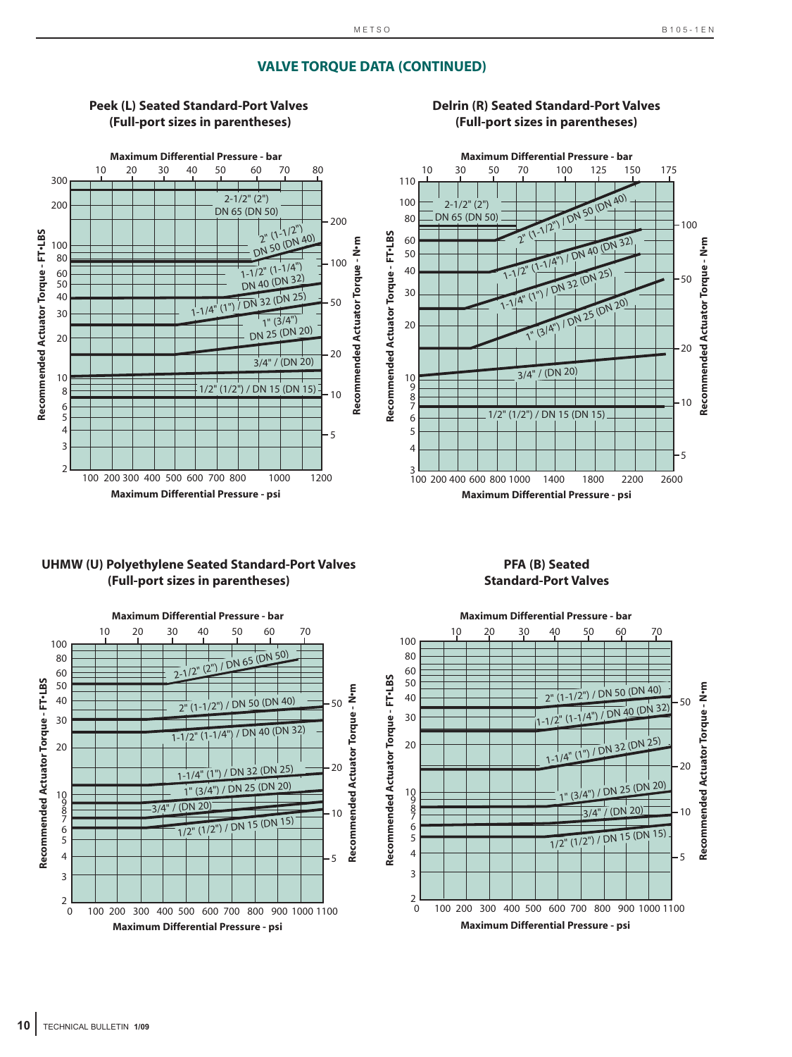## VALVE TORQUE DATA (CONTINUED)

### Peek (L) Seated Standard-Port Valves (Full-port sizes in parentheses)

Maximum Differential Pressure - bar: 10, 20, 30, 40, 50, 60, 70, 80

Maximum Differential Pressure - psi: 100, 200, 300, 400, 500, 600, 700, 800, 1000, 1200

Recommended Actuator Torque - FT•LBS: 2, 3, 4, 5, 6, 8, 10, 20, 30, 40, 50, 60, 80, 100, 200, 300

Recommended Actuator Torque - N•m: 5, 10, 20, 50, 100, 200

- 2-1/2" (2") DN 65 (DN 50)
- 2" (1-1/2") DN 50 (DN 40)
- 1-1/2" (1-1/4") DN 40 (DN 32)
- 1-1/4" (1") / DN 32 (DN 25)
- 1" (3/4") DN 25 (DN 20)
- 3/4" / (DN 20)
- 1/2" (1/2") / DN 15 (DN 15)

### Delrin (R) Seated Standard-Port Valves (Full-port sizes in parentheses)

Maximum Differential Pressure - bar: 10, 30, 50, 70, 100, 125, 150, 175

Maximum Differential Pressure - psi: 100, 200, 400, 600, 800, 1000, 1400, 1800, 2200, 2600

Recommended Actuator Torque - FT•LBS: 3, 4, 5, 6, 7, 8, 9, 10, 20, 30, 40, 50, 60, 80, 100, 110

Recommended Actuator Torque - N•m: 5, 10, 20, 50, 100

- 2-1/2" (2") DN 65 (DN 50)
- 2" (1-1/2") / DN 50 (DN 40)
- 1-1/2" (1-1/4") / DN 40 (DN 32)
- 1-1/4" (1") / DN 32 (DN 25)
- 1" (3/4") / DN 25 (DN 20)
- 3/4" / (DN 20)
- 1/2" (1/2") / DN 15 (DN 15)

### UHMW (U) Polyethylene Seated Standard-Port Valves (Full-port sizes in parentheses)

Maximum Differential Pressure - bar: 10, 20, 30, 40, 50, 60, 70

Maximum Differential Pressure - psi: 0, 100, 200, 300, 400, 500, 600, 700, 800, 900, 1000, 1100

Recommended Actuator Torque - FT•LBS: 2, 3, 4, 5, 6, 7, 8, 9, 10, 20, 30, 40, 50, 60, 80, 100

Recommended Actuator Torque - N•m: 5, 10, 20, 50

- 2-1/2" (2") / DN 65 (DN 50)
- 2" (1-1/2") / DN 50 (DN 40)
- 1-1/2" (1-1/4") / DN 40 (DN 32)
- 1-1/4" (1") / DN 32 (DN 25)
- 1" (3/4") / DN 25 (DN 20)
- 3/4" / (DN 20)
- 1/2" (1/2") / DN 15 (DN 15)

### PFA (B) Seated Standard-Port Valves

Maximum Differential Pressure - bar: 10, 20, 30, 40, 50, 60, 70

Maximum Differential Pressure - psi: 0, 100, 200, 300, 400, 500, 600, 700, 800, 900, 1000, 1100

Recommended Actuator Torque - FT•LBS: 2, 3, 4, 5, 6, 7, 8, 9, 10, 20, 30, 40, 50, 60, 80, 100

Recommended Actuator Torque - N•m: 5, 10, 20, 50

- 2" (1-1/2") / DN 50 (DN 40)
- 1-1/2" (1-1/4") / DN 40 (DN 32)
- 1-1/4" (1") / DN 32 (DN 25)
- 1" (3/4") / DN 25 (DN 20)
- 3/4" / (DN 20)
- 1/2" (1/2") / DN 15 (DN 15)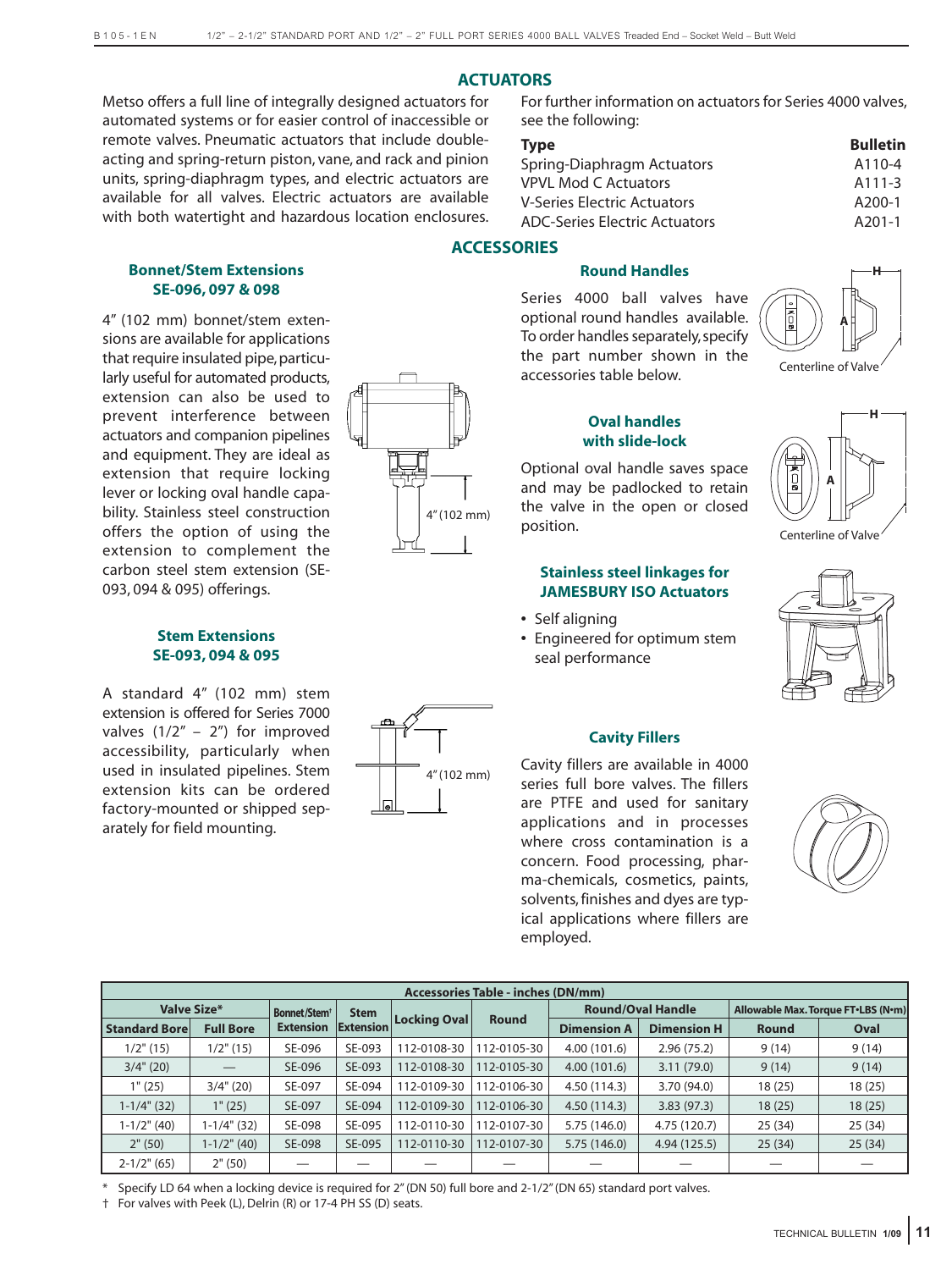## ACTUATORS

Metso offers a full line of integrally designed actuators for automated systems or for easier control of inaccessible or remote valves. Pneumatic actuators that include double-acting and spring-return piston, vane, and rack and pinion units, spring-diaphragm types, and electric actuators are available for all valves. Electric actuators are available with both watertight and hazardous location enclosures.

For further information on actuators for Series 4000 valves, see the following:

| Type | Bulletin |
|---|---|
| Spring-Diaphragm Actuators | A110-4 |
| VPVL Mod C Actuators | A111-3 |
| V-Series Electric Actuators | A200-1 |
| ADC-Series Electric Actuators | A201-1 |

## ACCESSORIES

### Bonnet/Stem Extensions SE-096, 097 & 098

4" (102 mm) bonnet/stem extensions are available for applications that require insulated pipe, particularly useful for automated products, extension can also be used to prevent interference between actuators and companion pipelines and equipment. They are ideal as extension that require locking lever or locking oval handle capability. Stainless steel construction offers the option of using the extension to complement the carbon steel stem extension (SE-093, 094 & 095) offerings.

4" (102 mm)

### Stem Extensions SE-093, 094 & 095

A standard 4" (102 mm) stem extension is offered for Series 7000 valves (1/2" – 2") for improved accessibility, particularly when used in insulated pipelines. Stem extension kits can be ordered factory-mounted or shipped separately for field mounting.

4" (102 mm)

### Round Handles

Series 4000 ball valves have optional round handles available. To order handles separately, specify the part number shown in the accessories table below.

Centerline of Valve

### Oval handles with slide-lock

Optional oval handle saves space and may be padlocked to retain the valve in the open or closed position.

Centerline of Valve

### Stainless steel linkages for JAMESBURY ISO Actuators

- Self aligning
- Engineered for optimum stem seal performance

### Cavity Fillers

Cavity fillers are available in 4000 series full bore valves. The fillers are PTFE and used for sanitary applications and in processes where cross contamination is a concern. Food processing, pharma-chemicals, cosmetics, paints, solvents, finishes and dyes are typical applications where fillers are employed.

**Accessories Table - inches (DN/mm)**

| Valve Size* | | Bonnet/Stem† Extension | Stem Extension | Locking Oval | Round | Round/Oval Handle | | Allowable Max. Torque FT•LBS (N•m) | |
|---|---|---|---|---|---|---|---|---|---|
| Standard Bore | Full Bore | | | | | Dimension A | Dimension H | Round | Oval |
| 1/2" (15) | 1/2" (15) | SE-096 | SE-093 | 112-0108-30 | 112-0105-30 | 4.00 (101.6) | 2.96 (75.2) | 9 (14) | 9 (14) |
| 3/4" (20) | — | SE-096 | SE-093 | 112-0108-30 | 112-0105-30 | 4.00 (101.6) | 3.11 (79.0) | 9 (14) | 9 (14) |
| 1" (25) | 3/4" (20) | SE-097 | SE-094 | 112-0109-30 | 112-0106-30 | 4.50 (114.3) | 3.70 (94.0) | 18 (25) | 18 (25) |
| 1-1/4" (32) | 1" (25) | SE-097 | SE-094 | 112-0109-30 | 112-0106-30 | 4.50 (114.3) | 3.83 (97.3) | 18 (25) | 18 (25) |
| 1-1/2" (40) | 1-1/4" (32) | SE-098 | SE-095 | 112-0110-30 | 112-0107-30 | 5.75 (146.0) | 4.75 (120.7) | 25 (34) | 25 (34) |
| 2" (50) | 1-1/2" (40) | SE-098 | SE-095 | 112-0110-30 | 112-0107-30 | 5.75 (146.0) | 4.94 (125.5) | 25 (34) | 25 (34) |
| 2-1/2" (65) | 2" (50) | — | — | — | — | — | — | — | — |

\* Specify LD 64 when a locking device is required for 2" (DN 50) full bore and 2-1/2" (DN 65) standard port valves.

† For valves with Peek (L), Delrin (R) or 17-4 PH SS (D) seats.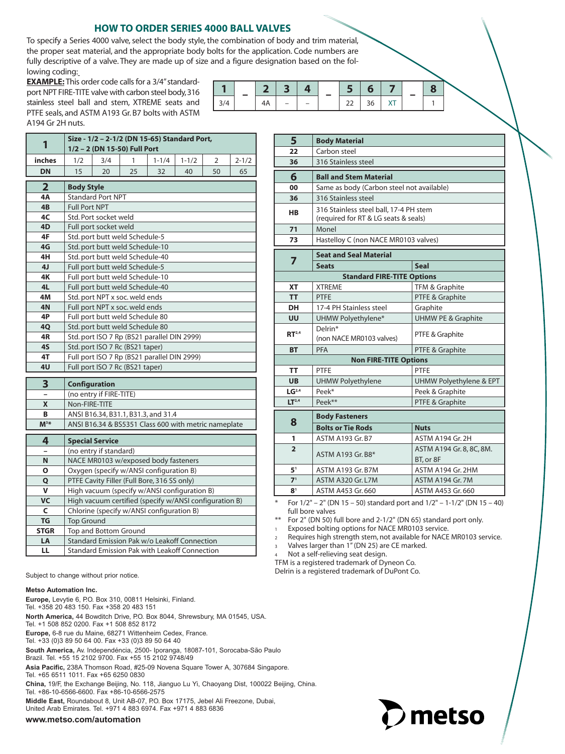## HOW TO ORDER SERIES 4000 BALL VALVES

To specify a Series 4000 valve, select the body style, the combination of body and trim material, the proper seat material, and the appropriate body bolts for the application. Code numbers are fully descriptive of a valve. They are made up of size and a figure designation based on the following coding:

**EXAMPLE:** This order code calls for a 3/4" standard-port NPT FIRE-TITE valve with carbon steel body, 316 stainless steel ball and stem, XTREME seats and PTFE seals, and ASTM A193 Gr. B7 bolts with ASTM A194 Gr 2H nuts.

| 1 | – | 2 | 3 | 4 | – | 5 | 6 | 7 | – | 8 |
|---|---|---|---|---|---|---|---|---|---|---|
| 3/4 | | 4A | – | – | | 22 | 36 | XT | | 1 |

| 1 | Size - 1/2 – 2-1/2 (DN 15-65) Standard Port, 1/2 – 2 (DN 15-50) Full Port | | | | | | |
|---|---|---|---|---|---|---|---|
| inches | 1/2 | 3/4 | 1 | 1-1/4 | 1-1/2 | 2 | 2-1/2 |
| DN | 15 | 20 | 25 | 32 | 40 | 50 | 65 |

| 2 | Body Style |
|---|---|
| 4A | Standard Port NPT |
| 4B | Full Port NPT |
| 4C | Std. Port socket weld |
| 4D | Full port socket weld |
| 4F | Std. port butt weld Schedule-5 |
| 4G | Std. port butt weld Schedule-10 |
| 4H | Std. port butt weld Schedule-40 |
| 4J | Full port butt weld Schedule-5 |
| 4K | Full port butt weld Schedule-10 |
| 4L | Full port butt weld Schedule-40 |
| 4M | Std. port NPT x soc. weld ends |
| 4N | Full port NPT x soc. weld ends |
| 4P | Full port butt weld Schedule 80 |
| 4Q | Std. port butt weld Schedule 80 |
| 4R | Std. port ISO 7 Rp (BS21 parallel DIN 2999) |
| 4S | Std. port ISO 7 Rc (BS21 taper) |
| 4T | Full port ISO 7 Rp (BS21 parallel DIN 2999) |
| 4U | Full port ISO 7 Rc (BS21 taper) |

| 3 | Configuration |
|---|---|
| – | (no entry if FIRE-TITE) |
| X | Non-FIRE-TITE |
| B | ANSI B16.34, B31.1, B31.3, and 31.4 |
| M[3]* | ANSI B16.34 & BS5351 Class 600 with metric nameplate |

| 4 | Special Service |
|---|---|
| – | (no entry if standard) |
| N | NACE MR0103 w/exposed body fasteners |
| O | Oxygen (specify w/ANSI configuration B) |
| Q | PTFE Cavity Filler (Full Bore, 316 SS only) |
| V | High vacuum (specify w/ANSI configuration B) |
| VC | High vacuum certified (specify w/ANSI configuration B) |
| C | Chlorine (specify w/ANSI configuration B) |
| TG | Top Ground |
| STGR | Top and Bottom Ground |
| LA | Standard Emission Pak w/o Leakoff Connection |
| LL | Standard Emission Pak with Leakoff Connection |

| 5 | Body Material |
|---|---|
| 22 | Carbon steel |
| 36 | 316 Stainless steel |

| 6 | Ball and Stem Material |
|---|---|
| 00 | Same as body (Carbon steel not available) |
| 36 | 316 Stainless steel |
| HB | 316 Stainless steel ball, 17-4 PH stem (required for RT & LG seats & seals) |
| 71 | Monel |
| 73 | Hastelloy C (non NACE MR0103 valves) |

| 7 | Seat and Seal Material | |
|---|---|---|
| | Seats | Seal |
| | Standard FIRE-TITE Options | |
| XT | XTREME | TFM & Graphite |
| TT | PTFE | PTFE & Graphite |
| DH | 17-4 PH Stainless steel | Graphite |
| UU | UHMW Polyethylene* | UHMW PE & Graphite |
| RT[2,4] | Delrin* (non NACE MR0103 valves) | PTFE & Graphite |
| BT | PFA | PTFE & Graphite |
| | Non FIRE-TITE Options | |
| TT | PTFE | PTFE |
| UB | UHMW Polyethylene | UHMW Polyethylene & EPT |
| LG[2,4] | Peek* | Peek & Graphite |
| LT[2,4] | Peek** | PTFE & Graphite |

| 8 | Body Fasteners | |
|---|---|---|
| | Bolts or Tie Rods | Nuts |
| 1 | ASTM A193 Gr. B7 | ASTM A194 Gr. 2H |
| 2 | ASTM A193 Gr. B8* | ASTM A194 Gr. 8, 8C, 8M. BT, or 8F |
| 5[1] | ASTM A193 Gr. B7M | ASTM A194 Gr. 2HM |
| 7[1] | ASTM A320 Gr. L7M | ASTM A194 Gr. 7M |
| 8[1] | ASTM A453 Gr. 660 | ASTM A453 Gr. 660 |

\* For 1/2" – 2" (DN 15 – 50) standard port and 1/2" – 1-1/2" (DN 15 – 40) full bore valves

** For 2" (DN 50) full bore and 2-1/2" (DN 65) standard port only.

1 Exposed bolting options for NACE MR0103 service.

2 Requires high strength stem, not available for NACE MR0103 service.

3 Valves larger than 1" (DN 25) are CE marked.

4 Not a self-relieving seat design.

TFM is a registered trademark of Dyneon Co.

Delrin is a registered trademark of DuPont Co.

Subject to change without prior notice.

**Metso Automation Inc.**

**Europe,** Levytie 6, P.O. Box 310, 00811 Helsinki, Finland.
Tel. +358 20 483 150. Fax +358 20 483 151

**North America,** 44 Bowditch Drive, P.O. Box 8044, Shrewsbury, MA 01545, USA.
Tel. +1 508 852 0200. Fax +1 508 852 8172

**Europe,** 6-8 rue du Maine, 68271 Wittenheim Cedex, France.
Tel. +33 (0)3 89 50 64 00. Fax +33 (0)3 89 50 64 40

**South America,** Av. Independência, 2500- Iporanga, 18087-101, Sorocaba-São Paulo
Brazil. Tel. +55 15 2102 9700. Fax +55 15 2102 9748/49

**Asia Pacific,** 238A Thomson Road, #25-09 Novena Square Tower A, 307684 Singapore.
Tel. +65 6511 1011. Fax +65 6250 0830

**China,** 19/F, the Exchange Beijing, No. 118, Jianguo Lu Yi, Chaoyang Dist, 100022 Beijing, China.
Tel. +86-10-6566-6600. Fax +86-10-6566-2575

**Middle East,** Roundabout 8, Unit AB-07, P.O. Box 17175, Jebel Ali Freezone, Dubai,
United Arab Emirates. Tel. +971 4 883 6974. Fax +971 4 883 6836

**www.metso.com/automation**

metso